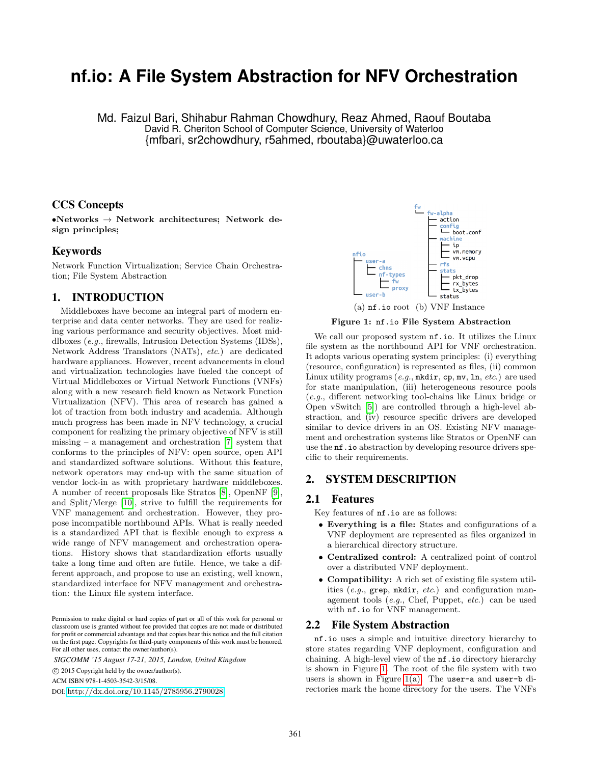# nf.io: A File System Abstraction for NFV Orchestration

Md. Faizul Bari, Shihabur Rahman Chowdhury, Reaz Ahmed, Raouf Boutaba
David R. Cheriton School of Computer Science, University of Waterloo
{mfbari, sr2chowdhury, r5ahmed, rboutaba}@uwaterloo.ca

## CCS Concepts

•**Networks** → **Network architectures; Network design principles;**

## Keywords

Network Function Virtualization; Service Chain Orchestration; File System Abstraction

## 1. INTRODUCTION

Middleboxes have become an integral part of modern enterprise and data center networks. They are used for realizing various performance and security objectives. Most middlboxes (*e.g.*, firewalls, Intrusion Detection Systems (IDSs), Network Address Translators (NATs), *etc.*) are dedicated hardware appliances. However, recent advancements in cloud and virtualization technologies have fueled the concept of Virtual Middleboxes or Virtual Network Functions (VNFs) along with a new research field known as Network Function Virtualization (NFV). This area of research has gained a lot of traction from both industry and academia. Although much progress has been made in NFV technology, a crucial component for realizing the primary objective of NFV is still missing – a management and orchestration [7] system that conforms to the principles of NFV: open source, open API and standardized software solutions. Without this feature, network operators may end-up with the same situation of vendor lock-in as with proprietary hardware middleboxes. A number of recent proposals like Stratos [8], OpenNF [9], and Split/Merge [10], strive to fulfill the requirements for VNF management and orchestration. However, they propose incompatible northbound APIs. What is really needed is a standardized API that is flexible enough to express a wide range of NFV management and orchestration operations. History shows that standardization efforts usually take a long time and often are futile. Hence, we take a different approach, and propose to use an existing, well known, standardized interface for NFV management and orchestration: the Linux file system interface.

Permission to make digital or hard copies of part or all of this work for personal or classroom use is granted without fee provided that copies are not made or distributed for profit or commercial advantage and that copies bear this notice and the full citation on the first page. Copyrights for third-party components of this work must be honored. For all other uses, contact the owner/author(s).

*SIGCOMM '15 August 17-21, 2015, London, United Kingdom*
© 2015 Copyright held by the owner/author(s).
ACM ISBN 978-1-4503-3542-3/15/08.
DOI: http://dx.doi.org/10.1145/2785956.2790028

```
nfio
├── user-a
│   ├── chns
│   └── nf-types
│       ├── fw
│       └── proxy
└── user-b
```

```
fw
└── fw-alpha
    ├── action
    ├── config
    │   └── boot.conf
    ├── machine
    │   ├── ip
    │   ├── vm.memory
    │   └── vm.vcpu
    ├── rfs
    ├── stats
    │   ├── pkt_drop
    │   ├── rx_bytes
    │   └── tx_bytes
    └── status
```

(a) `nf.io` root (b) VNF Instance

**Figure 1: `nf.io` File System Abstraction**

We call our proposed system `nf.io`. It utilizes the Linux file system as the northbound API for VNF orchestration. It adopts various operating system principles: (i) everything (resource, configuration) is represented as files, (ii) common Linux utility programs (*e.g.*, `mkdir`, `cp`, `mv`, `ln`, *etc.*) are used for state manipulation, (iii) heterogeneous resource pools (*e.g.*, different networking tool-chains like Linux bridge or Open vSwitch [5]) are controlled through a high-level abstraction, and (iv) resource specific drivers are developed similar to device drivers in an OS. Existing NFV management and orchestration systems like Stratos or OpenNF can use the `nf.io` abstraction by developing resource drivers specific to their requirements.

## 2. SYSTEM DESCRIPTION

### 2.1 Features

Key features of `nf.io` are as follows:

- **Everything is a file:** States and configurations of a VNF deployment are represented as files organized in a hierarchical directory structure.
- **Centralized control:** A centralized point of control over a distributed VNF deployment.
- **Compatibility:** A rich set of existing file system utilities (*e.g.*, `grep`, `mkdir`, *etc.*) and configuration management tools (*e.g.*, Chef, Puppet, *etc.*) can be used with `nf.io` for VNF management.

### 2.2 File System Abstraction

`nf.io` uses a simple and intuitive directory hierarchy to store states regarding VNF deployment, configuration and chaining. A high-level view of the `nf.io` directory hierarchy is shown in Figure 1. The root of the file system with two users is shown in Figure 1(a). The `user-a` and `user-b` directories mark the home directory for the users. The VNFs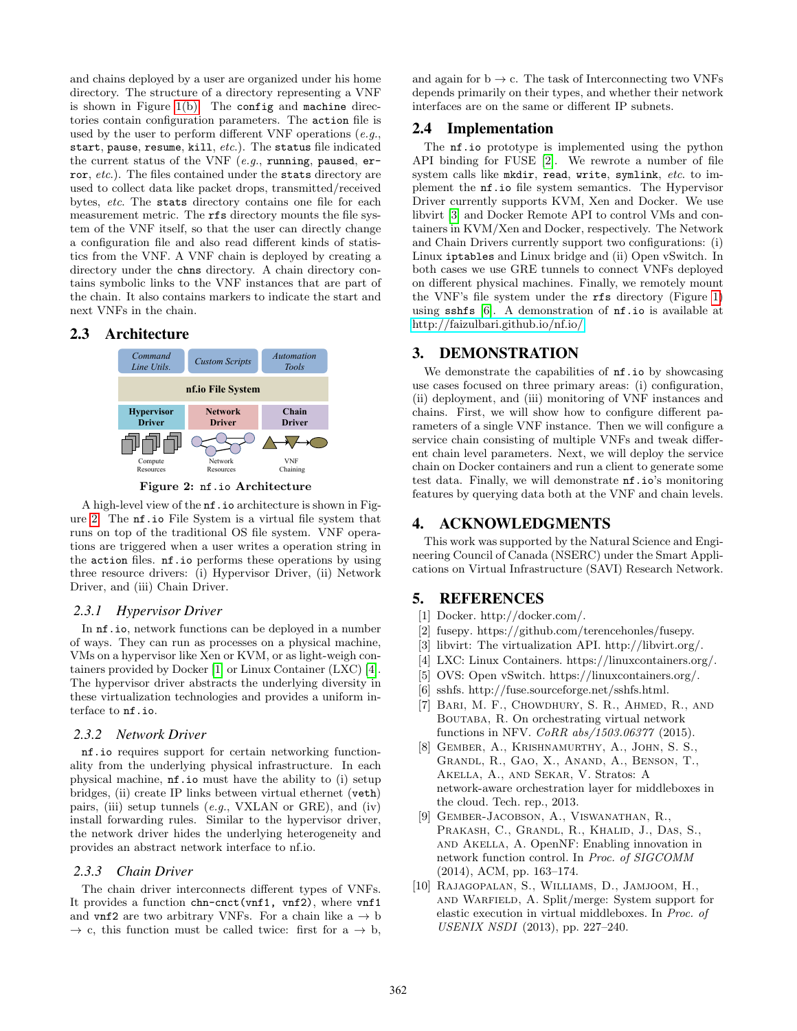and chains deployed by a user are organized under his home directory. The structure of a directory representing a VNF is shown in Figure 1(b). The `config` and `machine` directories contain configuration parameters. The `action` file is used by the user to perform different VNF operations (*e.g.*, `start`, `pause`, `resume`, `kill`, *etc.*). The `status` file indicated the current status of the VNF (*e.g.*, `running`, `paused`, `error`, *etc.*). The files contained under the `stats` directory are used to collect data like packet drops, transmitted/received bytes, *etc.* The `stats` directory contains one file for each measurement metric. The `rfs` directory mounts the file system of the VNF itself, so that the user can directly change a configuration file and also read different kinds of statistics from the VNF. A VNF chain is deployed by creating a directory under the `chns` directory. A chain directory contains symbolic links to the VNF instances that are part of the chain. It also contains markers to indicate the start and next VNFs in the chain.

## 2.3 Architecture

Command Line Utils.
Custom Scripts
Automation Tools
nf.io File System
Hypervisor Driver
Network Driver
Chain Driver
Compute Resources
Network Resources
VNF Chaining

**Figure 2: `nf.io` Architecture**

A high-level view of the `nf.io` architecture is shown in Figure 2. The `nf.io` File System is a virtual file system that runs on top of the traditional OS file system. VNF operations are triggered when a user writes a operation string in the `action` files. `nf.io` performs these operations by using three resource drivers: (i) Hypervisor Driver, (ii) Network Driver, and (iii) Chain Driver.

### 2.3.1 *Hypervisor Driver*

In `nf.io`, network functions can be deployed in a number of ways. They can run as processes on a physical machine, VMs on a hypervisor like Xen or KVM, or as light-weigh containers provided by Docker [1] or Linux Container (LXC) [4]. The hypervisor driver abstracts the underlying diversity in these virtualization technologies and provides a uniform interface to `nf.io`.

### 2.3.2 *Network Driver*

`nf.io` requires support for certain networking functionality from the underlying physical infrastructure. In each physical machine, `nf.io` must have the ability to (i) setup bridges, (ii) create IP links between virtual ethernet (`veth`) pairs, (iii) setup tunnels (*e.g.*, VXLAN or GRE), and (iv) install forwarding rules. Similar to the hypervisor driver, the network driver hides the underlying heterogeneity and provides an abstract network interface to nf.io.

### 2.3.3 *Chain Driver*

The chain driver interconnects different types of VNFs. It provides a function `chn-cnct(vnf1, vnf2)`, where `vnf1` and `vnf2` are two arbitrary VNFs. For a chain like a → b → c, this function must be called twice: first for a → b, and again for b → c. The task of Interconnecting two VNFs depends primarily on their types, and whether their network interfaces are on the same or different IP subnets.

## 2.4 Implementation

The `nf.io` prototype is implemented using the python API binding for FUSE [2]. We rewrote a number of file system calls like `mkdir`, `read`, `write`, `symlink`, *etc.* to implement the `nf.io` file system semantics. The Hypervisor Driver currently supports KVM, Xen and Docker. We use libvirt [3] and Docker Remote API to control VMs and containers in KVM/Xen and Docker, respectively. The Network and Chain Drivers currently support two configurations: (i) Linux `iptables` and Linux bridge and (ii) Open vSwitch. In both cases we use GRE tunnels to connect VNFs deployed on different physical machines. Finally, we remotely mount the VNF's file system under the `rfs` directory (Figure 1) using `sshfs` [6]. A demonstration of `nf.io` is available at http://faizulbari.github.io/nf.io/

# 3. DEMONSTRATION

We demonstrate the capabilities of `nf.io` by showcasing use cases focused on three primary areas: (i) configuration, (ii) deployment, and (iii) monitoring of VNF instances and chains. First, we will show how to configure different parameters of a single VNF instance. Then we will configure a service chain consisting of multiple VNFs and tweak different chain level parameters. Next, we will deploy the service chain on Docker containers and run a client to generate some test data. Finally, we will demonstrate `nf.io`'s monitoring features by querying data both at the VNF and chain levels.

# 4. ACKNOWLEDGMENTS

This work was supported by the Natural Science and Engineering Council of Canada (NSERC) under the Smart Applications on Virtual Infrastructure (SAVI) Research Network.

# 5. REFERENCES

[1] Docker. http://docker.com/.

[2] fusepy. https://github.com/terencehonles/fusepy.

[3] libvirt: The virtualization API. http://libvirt.org/.

[4] LXC: Linux Containers. https://linuxcontainers.org/.

[5] OVS: Open vSwitch. https://linuxcontainers.org/.

[6] sshfs. http://fuse.sourceforge.net/sshfs.html.

[7] Bari, M. F., Chowdhury, S. R., Ahmed, R., and Boutaba, R. On orchestrating virtual network functions in NFV. *CoRR abs/1503.06377* (2015).

[8] Gember, A., Krishnamurthy, A., John, S. S., Grandl, R., Gao, X., Anand, A., Benson, T., Akella, A., and Sekar, V. Stratos: A network-aware orchestration layer for middleboxes in the cloud. Tech. rep., 2013.

[9] Gember-Jacobson, A., Viswanathan, R., Prakash, C., Grandl, R., Khalid, J., Das, S., and Akella, A. OpenNF: Enabling innovation in network function control. In *Proc. of SIGCOMM* (2014), ACM, pp. 163–174.

[10] Rajagopalan, S., Williams, D., Jamjoom, H., and Warfield, A. Split/merge: System support for elastic execution in virtual middleboxes. In *Proc. of USENIX NSDI* (2013), pp. 227–240.